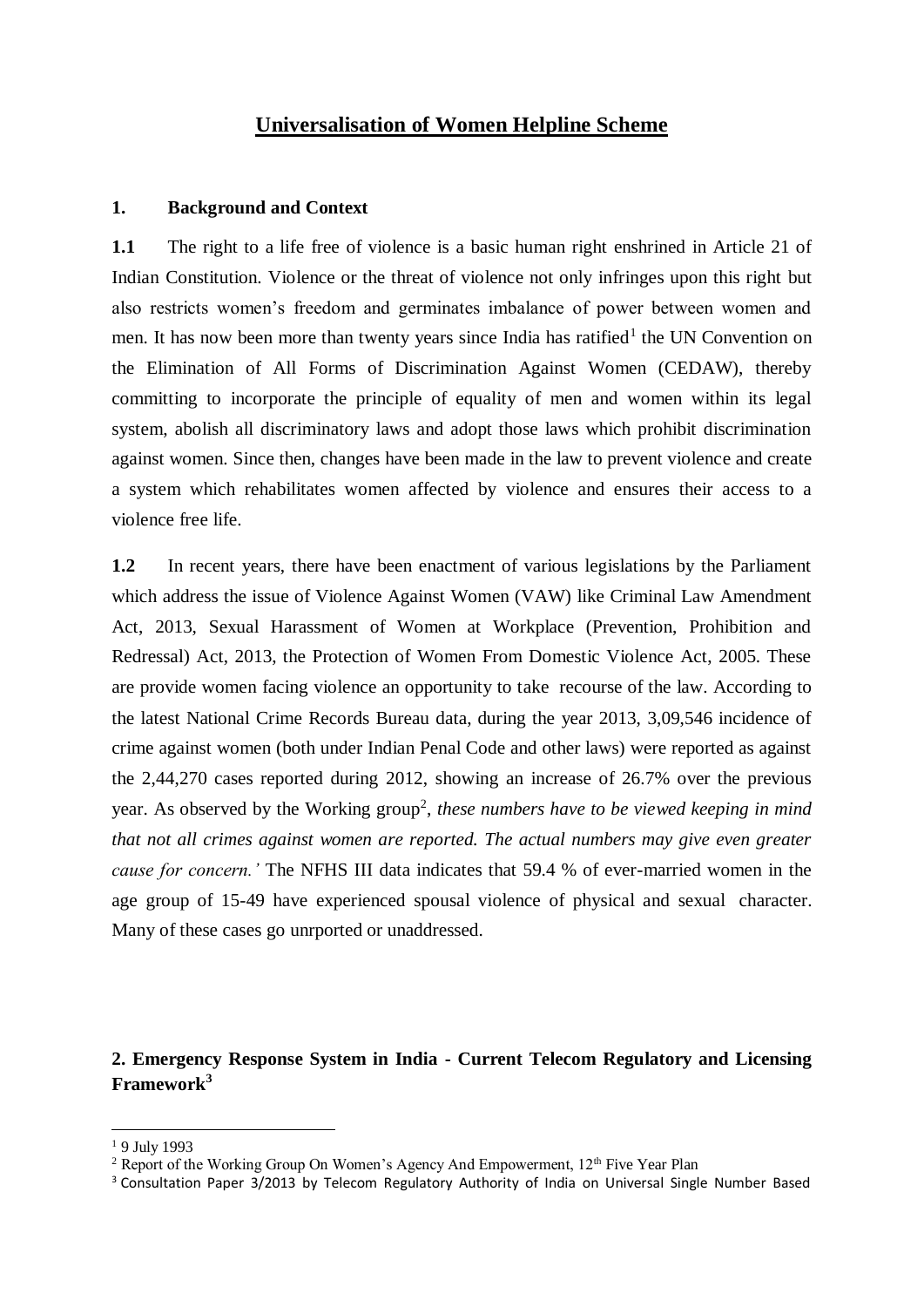# **Universalisation of Women Helpline Scheme**

## 1. Background and Context

**1.1** The right to a life free of violence is a basic human right enshrined in Article 21 of Indian Constitution. Violence or the threat of violence not only infringes upon this right but also restricts women's freedom and germinates imbalance of power between women and men. It has now been more than twenty years since India has ratified[1] the UN Convention on the Elimination of All Forms of Discrimination Against Women (CEDAW), thereby committing to incorporate the principle of equality of men and women within its legal system, abolish all discriminatory laws and adopt those laws which prohibit discrimination against women. Since then, changes have been made in the law to prevent violence and create a system which rehabilitates women affected by violence and ensures their access to a violence free life.

**1.2** In recent years, there have been enactment of various legislations by the Parliament which address the issue of Violence Against Women (VAW) like Criminal Law Amendment Act, 2013, Sexual Harassment of Women at Workplace (Prevention, Prohibition and Redressal) Act, 2013, the Protection of Women From Domestic Violence Act, 2005. These are provide women facing violence an opportunity to take recourse of the law. According to the latest National Crime Records Bureau data, during the year 2013, 3,09,546 incidence of crime against women (both under Indian Penal Code and other laws) were reported as against the 2,44,270 cases reported during 2012, showing an increase of 26.7% over the previous year. As observed by the Working group[2], *these numbers have to be viewed keeping in mind that not all crimes against women are reported. The actual numbers may give even greater cause for concern.'* The NFHS III data indicates that 59.4 % of ever-married women in the age group of 15-49 have experienced spousal violence of physical and sexual character. Many of these cases go unrported or unaddressed.

## 2. Emergency Response System in India - Current Telecom Regulatory and Licensing Framework[3]

[1] 9 July 1993

[2] Report of the Working Group On Women's Agency And Empowerment, 12th Five Year Plan

[3] Consultation Paper 3/2013 by Telecom Regulatory Authority of India on Universal Single Number Based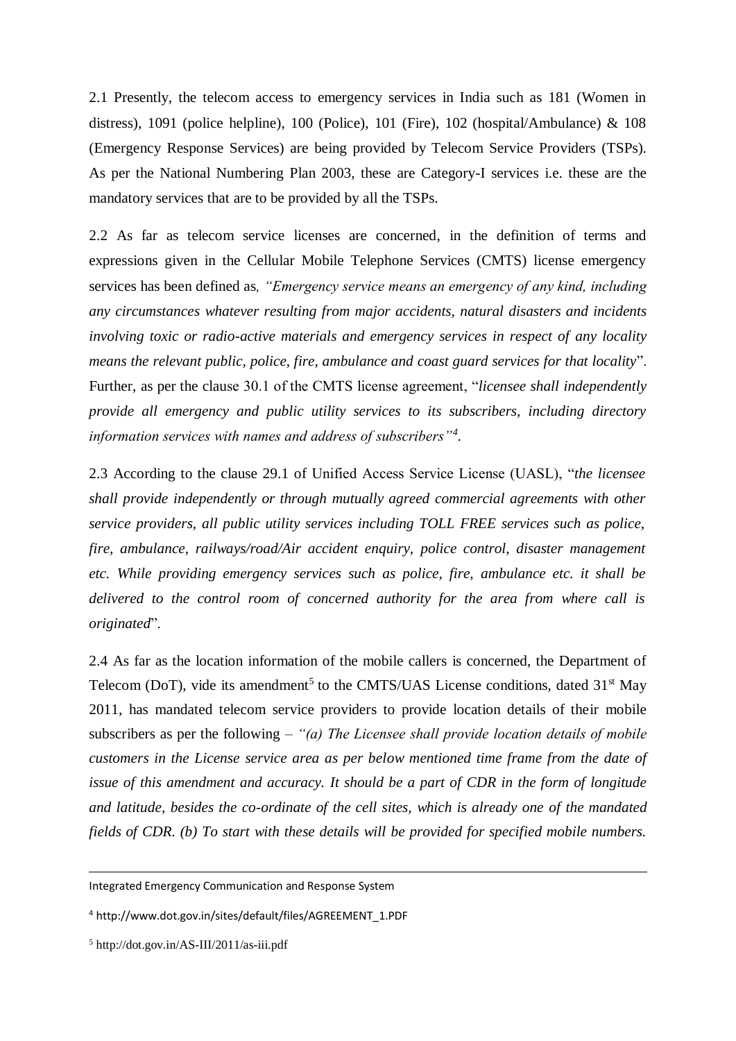2.1 Presently, the telecom access to emergency services in India such as 181 (Women in distress), 1091 (police helpline), 100 (Police), 101 (Fire), 102 (hospital/Ambulance) & 108 (Emergency Response Services) are being provided by Telecom Service Providers (TSPs). As per the National Numbering Plan 2003, these are Category-I services i.e. these are the mandatory services that are to be provided by all the TSPs.

2.2 As far as telecom service licenses are concerned, in the definition of terms and expressions given in the Cellular Mobile Telephone Services (CMTS) license emergency services has been defined as, *"Emergency service means an emergency of any kind, including any circumstances whatever resulting from major accidents, natural disasters and incidents involving toxic or radio-active materials and emergency services in respect of any locality means the relevant public, police, fire, ambulance and coast guard services for that locality*". Further, as per the clause 30.1 of the CMTS license agreement, "*licensee shall independently provide all emergency and public utility services to its subscribers, including directory information services with names and address of subscribers"*[4].

2.3 According to the clause 29.1 of Unified Access Service License (UASL), "*the licensee shall provide independently or through mutually agreed commercial agreements with other service providers, all public utility services including TOLL FREE services such as police, fire, ambulance, railways/road/Air accident enquiry, police control, disaster management etc. While providing emergency services such as police, fire, ambulance etc. it shall be delivered to the control room of concerned authority for the area from where call is originated*".

2.4 As far as the location information of the mobile callers is concerned, the Department of Telecom (DoT), vide its amendment[5] to the CMTS/UAS License conditions, dated 31st May 2011, has mandated telecom service providers to provide location details of their mobile subscribers as per the following – *"(a) The Licensee shall provide location details of mobile customers in the License service area as per below mentioned time frame from the date of issue of this amendment and accuracy. It should be a part of CDR in the form of longitude and latitude, besides the co-ordinate of the cell sites, which is already one of the mandated fields of CDR. (b) To start with these details will be provided for specified mobile numbers.*

---

[4] http://www.dot.gov.in/sites/default/files/AGREEMENT_1.PDF

[5] http://dot.gov.in/AS-III/2011/as-iii.pdf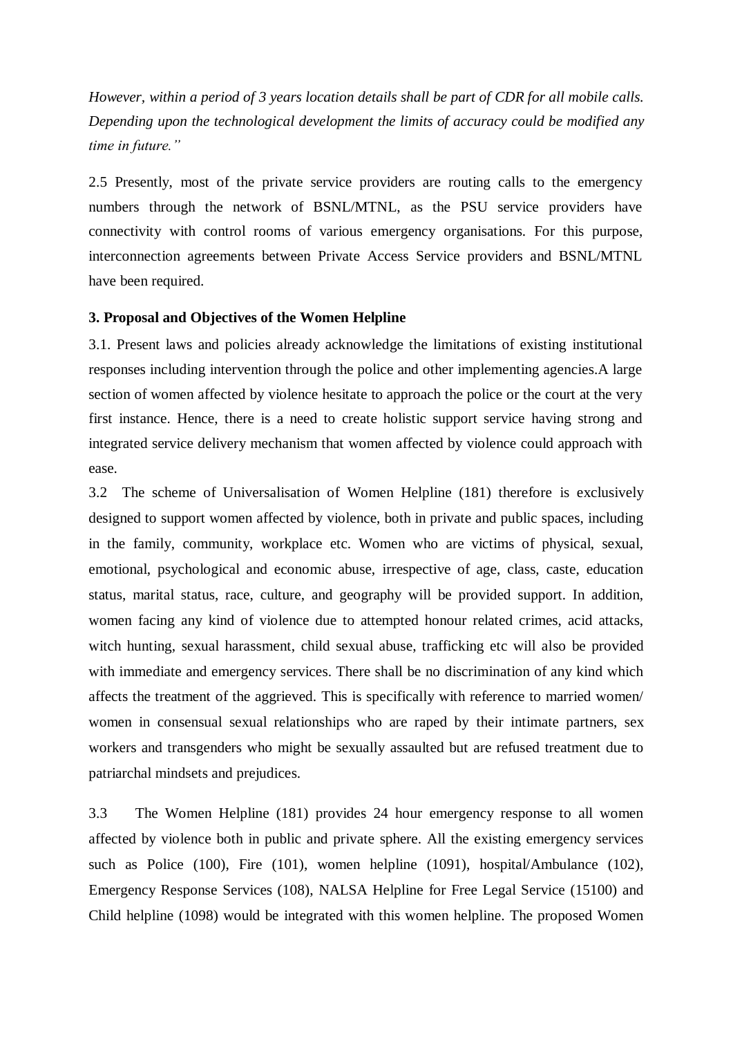*However, within a period of 3 years location details shall be part of CDR for all mobile calls. Depending upon the technological development the limits of accuracy could be modified any time in future."*

2.5 Presently, most of the private service providers are routing calls to the emergency numbers through the network of BSNL/MTNL, as the PSU service providers have connectivity with control rooms of various emergency organisations. For this purpose, interconnection agreements between Private Access Service providers and BSNL/MTNL have been required.

**3. Proposal and Objectives of the Women Helpline**

3.1. Present laws and policies already acknowledge the limitations of existing institutional responses including intervention through the police and other implementing agencies.A large section of women affected by violence hesitate to approach the police or the court at the very first instance. Hence, there is a need to create holistic support service having strong and integrated service delivery mechanism that women affected by violence could approach with ease.

3.2 The scheme of Universalisation of Women Helpline (181) therefore is exclusively designed to support women affected by violence, both in private and public spaces, including in the family, community, workplace etc. Women who are victims of physical, sexual, emotional, psychological and economic abuse, irrespective of age, class, caste, education status, marital status, race, culture, and geography will be provided support. In addition, women facing any kind of violence due to attempted honour related crimes, acid attacks, witch hunting, sexual harassment, child sexual abuse, trafficking etc will also be provided with immediate and emergency services. There shall be no discrimination of any kind which affects the treatment of the aggrieved. This is specifically with reference to married women/ women in consensual sexual relationships who are raped by their intimate partners, sex workers and transgenders who might be sexually assaulted but are refused treatment due to patriarchal mindsets and prejudices.

3.3 The Women Helpline (181) provides 24 hour emergency response to all women affected by violence both in public and private sphere. All the existing emergency services such as Police (100), Fire (101), women helpline (1091), hospital/Ambulance (102), Emergency Response Services (108), NALSA Helpline for Free Legal Service (15100) and Child helpline (1098) would be integrated with this women helpline. The proposed Women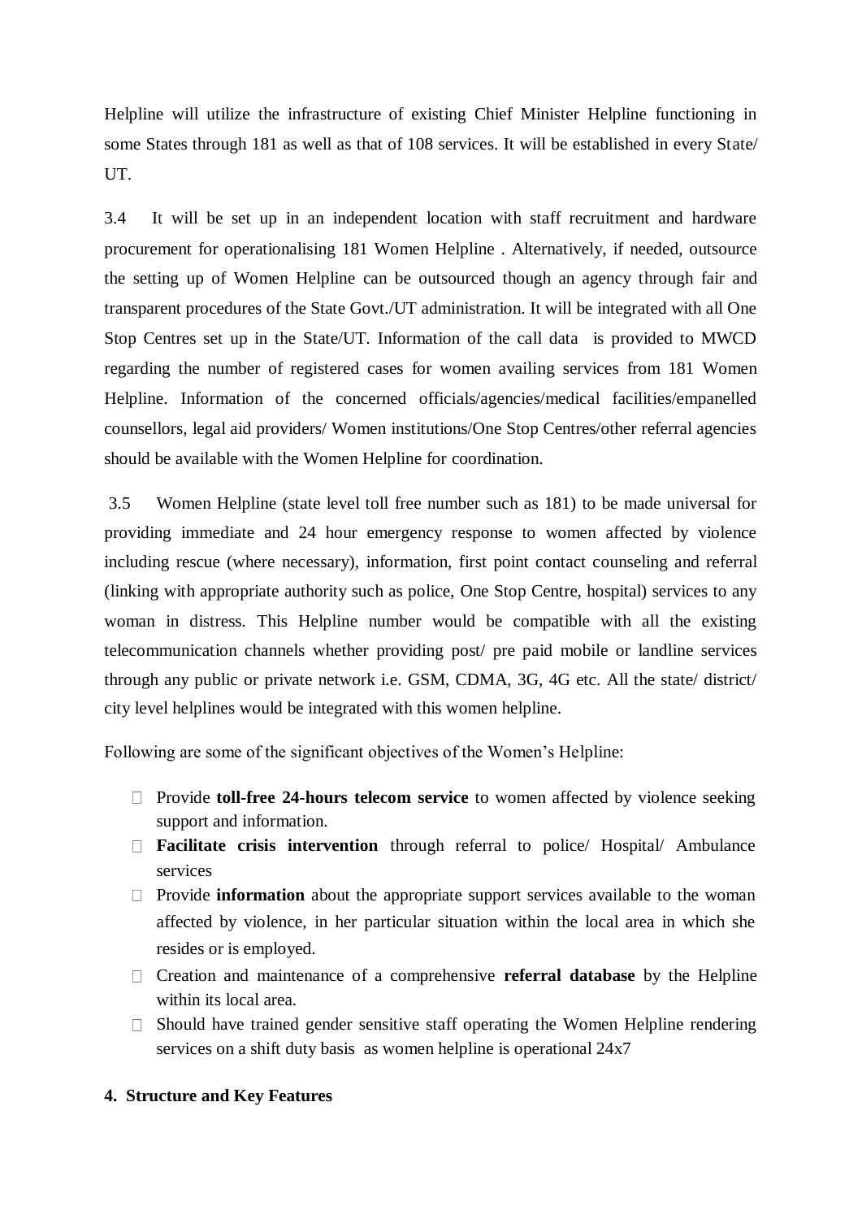Helpline will utilize the infrastructure of existing Chief Minister Helpline functioning in some States through 181 as well as that of 108 services. It will be established in every State/ UT.

3.4 It will be set up in an independent location with staff recruitment and hardware procurement for operationalising 181 Women Helpline . Alternatively, if needed, outsource the setting up of Women Helpline can be outsourced though an agency through fair and transparent procedures of the State Govt./UT administration. It will be integrated with all One Stop Centres set up in the State/UT. Information of the call data is provided to MWCD regarding the number of registered cases for women availing services from 181 Women Helpline. Information of the concerned officials/agencies/medical facilities/empanelled counsellors, legal aid providers/ Women institutions/One Stop Centres/other referral agencies should be available with the Women Helpline for coordination.

3.5 Women Helpline (state level toll free number such as 181) to be made universal for providing immediate and 24 hour emergency response to women affected by violence including rescue (where necessary), information, first point contact counseling and referral (linking with appropriate authority such as police, One Stop Centre, hospital) services to any woman in distress. This Helpline number would be compatible with all the existing telecommunication channels whether providing post/ pre paid mobile or landline services through any public or private network i.e. GSM, CDMA, 3G, 4G etc. All the state/ district/ city level helplines would be integrated with this women helpline.

Following are some of the significant objectives of the Women's Helpline:

- Provide **toll-free 24-hours telecom service** to women affected by violence seeking support and information.
- **Facilitate crisis intervention** through referral to police/ Hospital/ Ambulance services
- Provide **information** about the appropriate support services available to the woman affected by violence, in her particular situation within the local area in which she resides or is employed.
- Creation and maintenance of a comprehensive **referral database** by the Helpline within its local area.
- Should have trained gender sensitive staff operating the Women Helpline rendering services on a shift duty basis as women helpline is operational 24x7

**4. Structure and Key Features**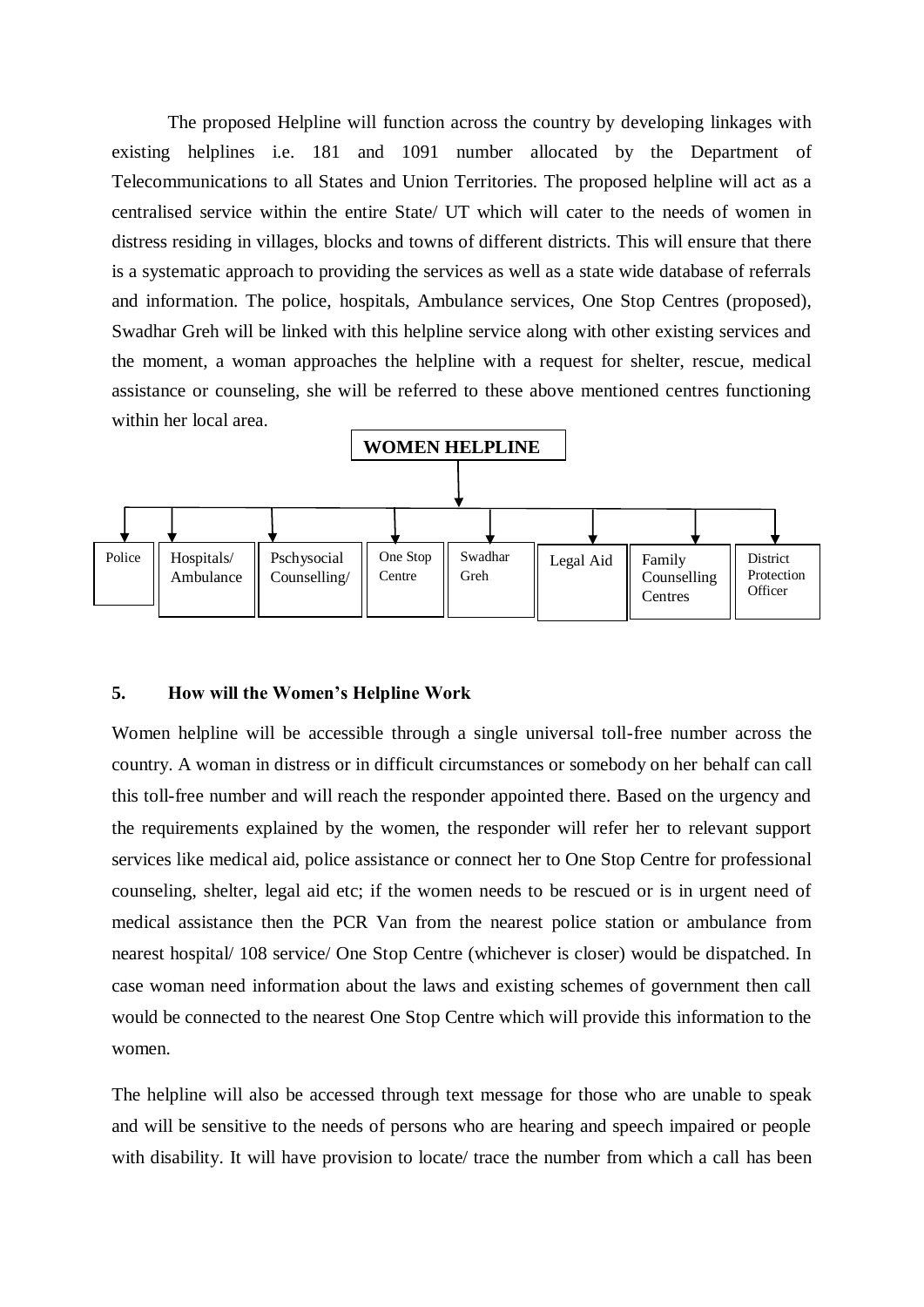The proposed Helpline will function across the country by developing linkages with existing helplines i.e. 181 and 1091 number allocated by the Department of Telecommunications to all States and Union Territories. The proposed helpline will act as a centralised service within the entire State/ UT which will cater to the needs of women in distress residing in villages, blocks and towns of different districts. This will ensure that there is a systematic approach to providing the services as well as a state wide database of referrals and information. The police, hospitals, Ambulance services, One Stop Centres (proposed), Swadhar Greh will be linked with this helpline service along with other existing services and the moment, a woman approaches the helpline with a request for shelter, rescue, medical assistance or counseling, she will be referred to these above mentioned centres functioning within her local area.

**WOMEN HELPLINE**

- Police
- Hospitals/ Ambulance
- Pschysocial Counselling/
- One Stop Centre
- Swadhar Greh
- Legal Aid
- Family Counselling Centres
- District Protection Officer

### 5. How will the Women's Helpline Work

Women helpline will be accessible through a single universal toll-free number across the country. A woman in distress or in difficult circumstances or somebody on her behalf can call this toll-free number and will reach the responder appointed there. Based on the urgency and the requirements explained by the women, the responder will refer her to relevant support services like medical aid, police assistance or connect her to One Stop Centre for professional counseling, shelter, legal aid etc; if the women needs to be rescued or is in urgent need of medical assistance then the PCR Van from the nearest police station or ambulance from nearest hospital/ 108 service/ One Stop Centre (whichever is closer) would be dispatched. In case woman need information about the laws and existing schemes of government then call would be connected to the nearest One Stop Centre which will provide this information to the women.

The helpline will also be accessed through text message for those who are unable to speak and will be sensitive to the needs of persons who are hearing and speech impaired or people with disability. It will have provision to locate/ trace the number from which a call has been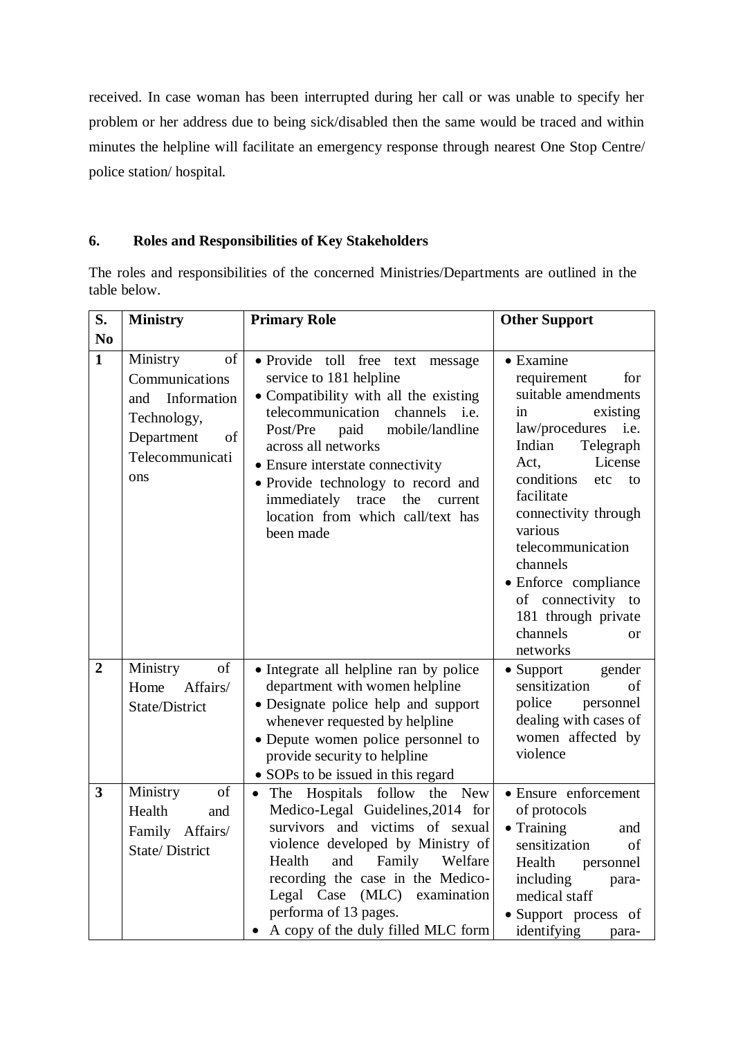received. In case woman has been interrupted during her call or was unable to specify her problem or her address due to being sick/disabled then the same would be traced and within minutes the helpline will facilitate an emergency response through nearest One Stop Centre/ police station/ hospital.

## 6. Roles and Responsibilities of Key Stakeholders

The roles and responsibilities of the concerned Ministries/Departments are outlined in the table below.

| S. No | Ministry | Primary Role | Other Support |
|---|---|---|---|
| 1 | Ministry of Communications and Information Technology, Department of Telecommunications | • Provide toll free text message service to 181 helpline<br>• Compatibility with all the existing telecommunication channels i.e. Post/Pre paid mobile/landline across all networks<br>• Ensure interstate connectivity<br>• Provide technology to record and immediately trace the current location from which call/text has been made | • Examine requirement for suitable amendments in existing law/procedures i.e. Indian Telegraph Act, License conditions etc to facilitate connectivity through various telecommunication channels<br>• Enforce compliance of connectivity to 181 through private channels or networks |
| 2 | Ministry of Home Affairs/ State/District | • Integrate all helpline ran by police department with women helpline<br>• Designate police help and support whenever requested by helpline<br>• Depute women police personnel to provide security to helpline<br>• SOPs to be issued in this regard | • Support gender sensitization of police personnel dealing with cases of women affected by violence |
| 3 | Ministry of Health and Family Affairs/ State/ District | • The Hospitals follow the New Medico-Legal Guidelines,2014 for survivors and victims of sexual violence developed by Ministry of Health and Family Welfare recording the case in the Medico-Legal Case (MLC) examination performa of 13 pages.<br>• A copy of the duly filled MLC form | • Ensure enforcement of protocols<br>• Training and sensitization of Health personnel including para-medical staff<br>• Support process of identifying para- |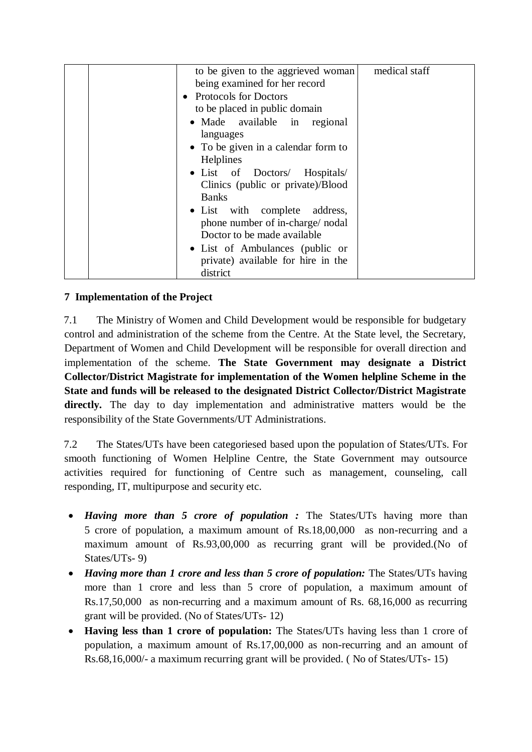| | | to be given to the aggrieved woman being examined for her record<br>• Protocols for Doctors to be placed in public domain<br>• Made available in regional languages<br>• To be given in a calendar form to Helplines<br>• List of Doctors/ Hospitals/ Clinics (public or private)/Blood Banks<br>• List with complete address, phone number of in-charge/ nodal Doctor to be made available<br>• List of Ambulances (public or private) available for hire in the district | medical staff |
|---|---|---|---|

## 7 Implementation of the Project

7.1 The Ministry of Women and Child Development would be responsible for budgetary control and administration of the scheme from the Centre. At the State level, the Secretary, Department of Women and Child Development will be responsible for overall direction and implementation of the scheme. **The State Government may designate a District Collector/District Magistrate for implementation of the Women helpline Scheme in the State and funds will be released to the designated District Collector/District Magistrate directly.** The day to day implementation and administrative matters would be the responsibility of the State Governments/UT Administrations.

7.2 The States/UTs have been categoriesed based upon the population of States/UTs. For smooth functioning of Women Helpline Centre, the State Government may outsource activities required for functioning of Centre such as management, counseling, call responding, IT, multipurpose and security etc.

- ***Having more than 5 crore of population :*** The States/UTs having more than 5 crore of population, a maximum amount of Rs.18,00,000 as non-recurring and a maximum amount of Rs.93,00,000 as recurring grant will be provided.(No of States/UTs- 9)
- ***Having more than 1 crore and less than 5 crore of population:*** The States/UTs having more than 1 crore and less than 5 crore of population, a maximum amount of Rs.17,50,000 as non-recurring and a maximum amount of Rs. 68,16,000 as recurring grant will be provided. (No of States/UTs- 12)
- **Having less than 1 crore of population:** The States/UTs having less than 1 crore of population, a maximum amount of Rs.17,00,000 as non-recurring and an amount of Rs.68,16,000/- a maximum recurring grant will be provided. ( No of States/UTs- 15)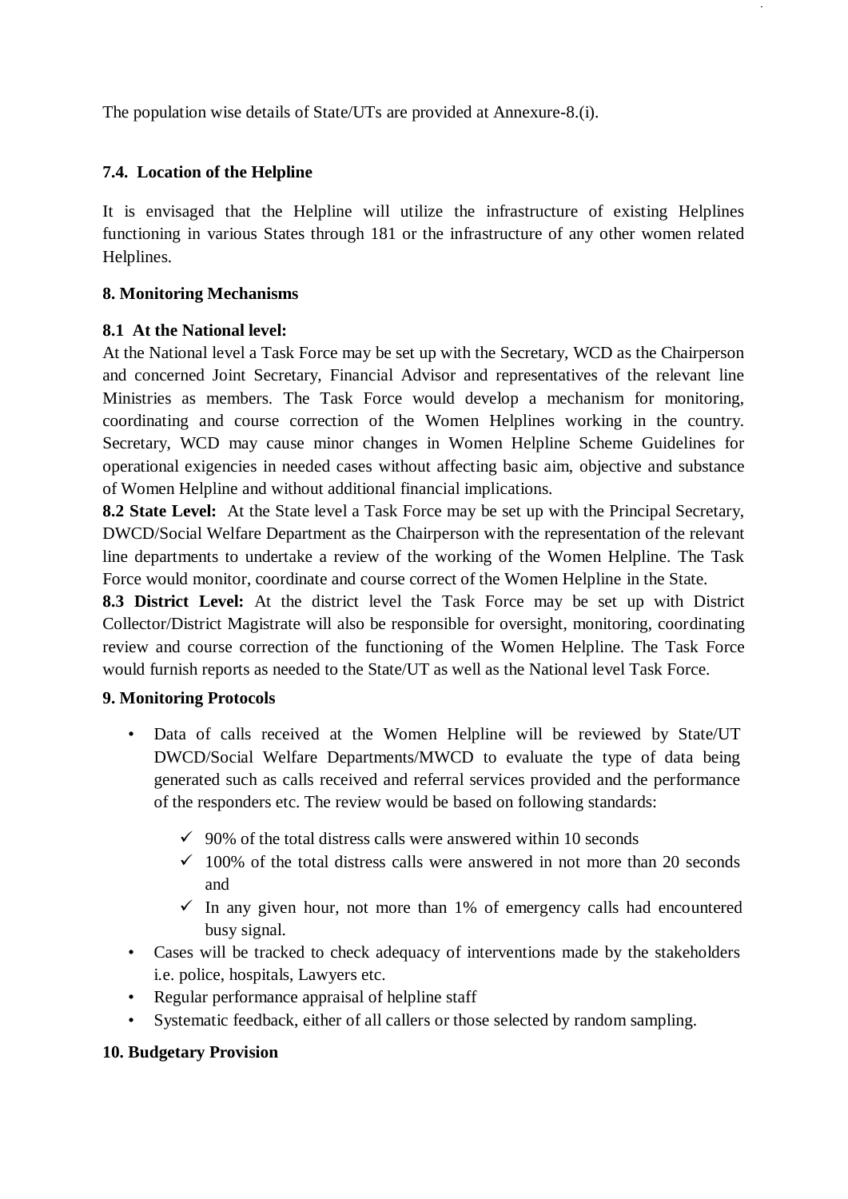The population wise details of State/UTs are provided at Annexure-8.(i).

### 7.4. Location of the Helpline

It is envisaged that the Helpline will utilize the infrastructure of existing Helplines functioning in various States through 181 or the infrastructure of any other women related Helplines.

## 8. Monitoring Mechanisms

**8.1 At the National level:**
At the National level a Task Force may be set up with the Secretary, WCD as the Chairperson and concerned Joint Secretary, Financial Advisor and representatives of the relevant line Ministries as members. The Task Force would develop a mechanism for monitoring, coordinating and course correction of the Women Helplines working in the country. Secretary, WCD may cause minor changes in Women Helpline Scheme Guidelines for operational exigencies in needed cases without affecting basic aim, objective and substance of Women Helpline and without additional financial implications.

**8.2 State Level:** At the State level a Task Force may be set up with the Principal Secretary, DWCD/Social Welfare Department as the Chairperson with the representation of the relevant line departments to undertake a review of the working of the Women Helpline. The Task Force would monitor, coordinate and course correct of the Women Helpline in the State.

**8.3 District Level:** At the district level the Task Force may be set up with District Collector/District Magistrate will also be responsible for oversight, monitoring, coordinating review and course correction of the functioning of the Women Helpline. The Task Force would furnish reports as needed to the State/UT as well as the National level Task Force.

## 9. Monitoring Protocols

- Data of calls received at the Women Helpline will be reviewed by State/UT DWCD/Social Welfare Departments/MWCD to evaluate the type of data being generated such as calls received and referral services provided and the performance of the responders etc. The review would be based on following standards:
  - ✓ 90% of the total distress calls were answered within 10 seconds
  - ✓ 100% of the total distress calls were answered in not more than 20 seconds and
  - ✓ In any given hour, not more than 1% of emergency calls had encountered busy signal.
- Cases will be tracked to check adequacy of interventions made by the stakeholders i.e. police, hospitals, Lawyers etc.
- Regular performance appraisal of helpline staff
- Systematic feedback, either of all callers or those selected by random sampling.

## 10. Budgetary Provision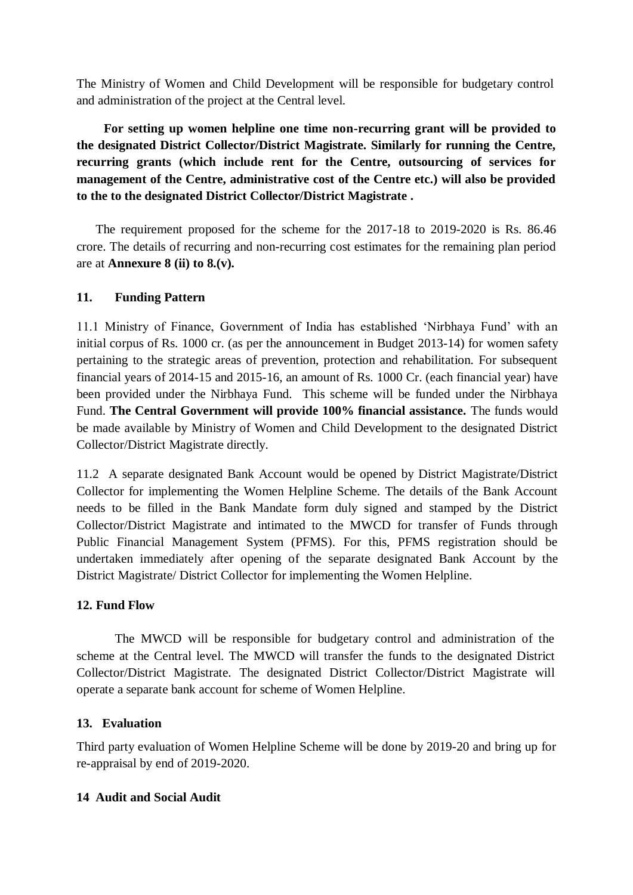The Ministry of Women and Child Development will be responsible for budgetary control and administration of the project at the Central level.

**For setting up women helpline one time non-recurring grant will be provided to the designated District Collector/District Magistrate. Similarly for running the Centre, recurring grants (which include rent for the Centre, outsourcing of services for management of the Centre, administrative cost of the Centre etc.) will also be provided to the to the designated District Collector/District Magistrate .**

The requirement proposed for the scheme for the 2017-18 to 2019-2020 is Rs. 86.46 crore. The details of recurring and non-recurring cost estimates for the remaining plan period are at **Annexure 8 (ii) to 8.(v).**

### 11. Funding Pattern

11.1 Ministry of Finance, Government of India has established 'Nirbhaya Fund' with an initial corpus of Rs. 1000 cr. (as per the announcement in Budget 2013-14) for women safety pertaining to the strategic areas of prevention, protection and rehabilitation. For subsequent financial years of 2014-15 and 2015-16, an amount of Rs. 1000 Cr. (each financial year) have been provided under the Nirbhaya Fund. This scheme will be funded under the Nirbhaya Fund. **The Central Government will provide 100% financial assistance.** The funds would be made available by Ministry of Women and Child Development to the designated District Collector/District Magistrate directly.

11.2 A separate designated Bank Account would be opened by District Magistrate/District Collector for implementing the Women Helpline Scheme. The details of the Bank Account needs to be filled in the Bank Mandate form duly signed and stamped by the District Collector/District Magistrate and intimated to the MWCD for transfer of Funds through Public Financial Management System (PFMS). For this, PFMS registration should be undertaken immediately after opening of the separate designated Bank Account by the District Magistrate/ District Collector for implementing the Women Helpline.

### 12. Fund Flow

The MWCD will be responsible for budgetary control and administration of the scheme at the Central level. The MWCD will transfer the funds to the designated District Collector/District Magistrate. The designated District Collector/District Magistrate will operate a separate bank account for scheme of Women Helpline.

### 13. Evaluation

Third party evaluation of Women Helpline Scheme will be done by 2019-20 and bring up for re-appraisal by end of 2019-2020.

### 14 Audit and Social Audit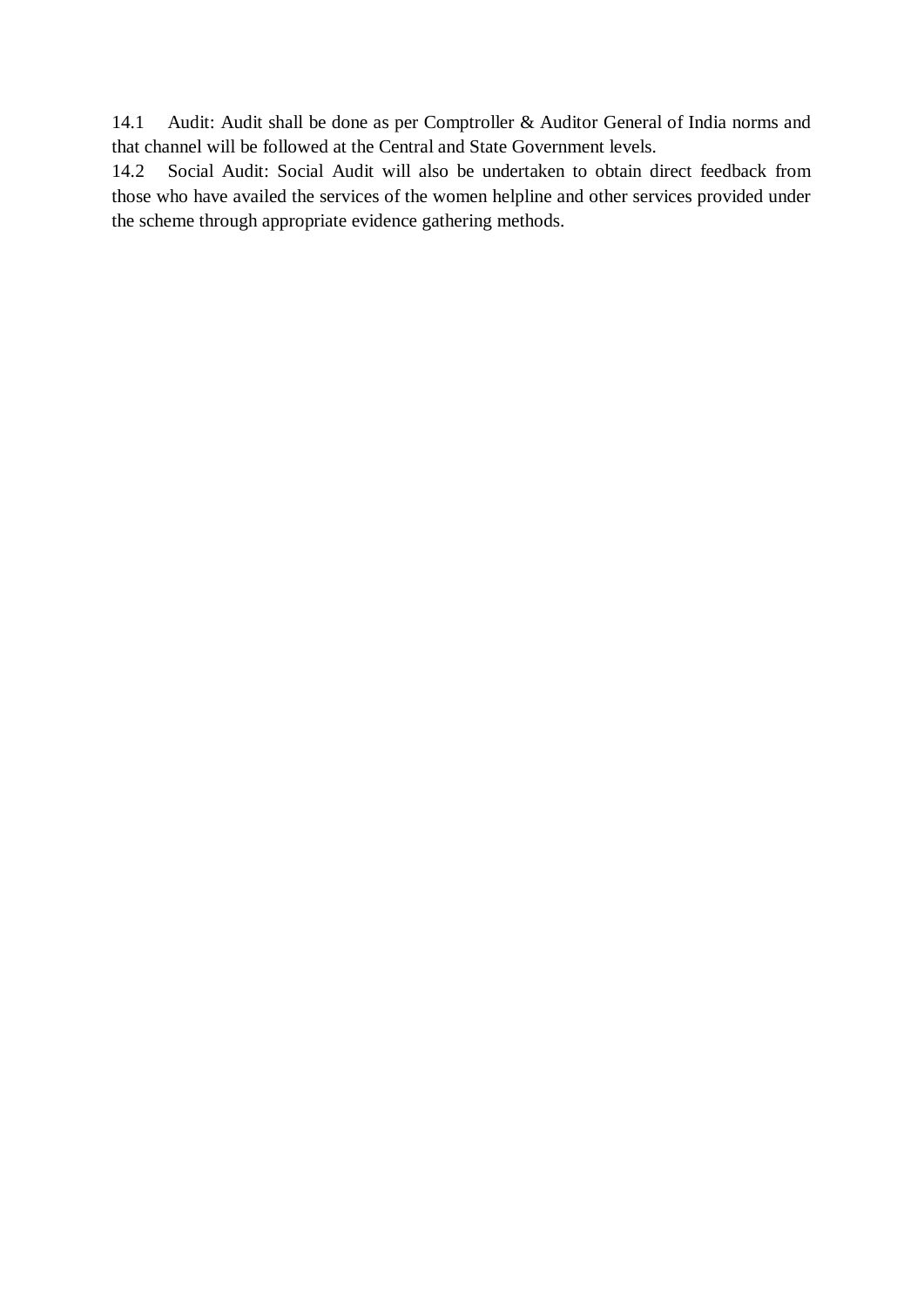14.1 Audit: Audit shall be done as per Comptroller & Auditor General of India norms and that channel will be followed at the Central and State Government levels.

14.2 Social Audit: Social Audit will also be undertaken to obtain direct feedback from those who have availed the services of the women helpline and other services provided under the scheme through appropriate evidence gathering methods.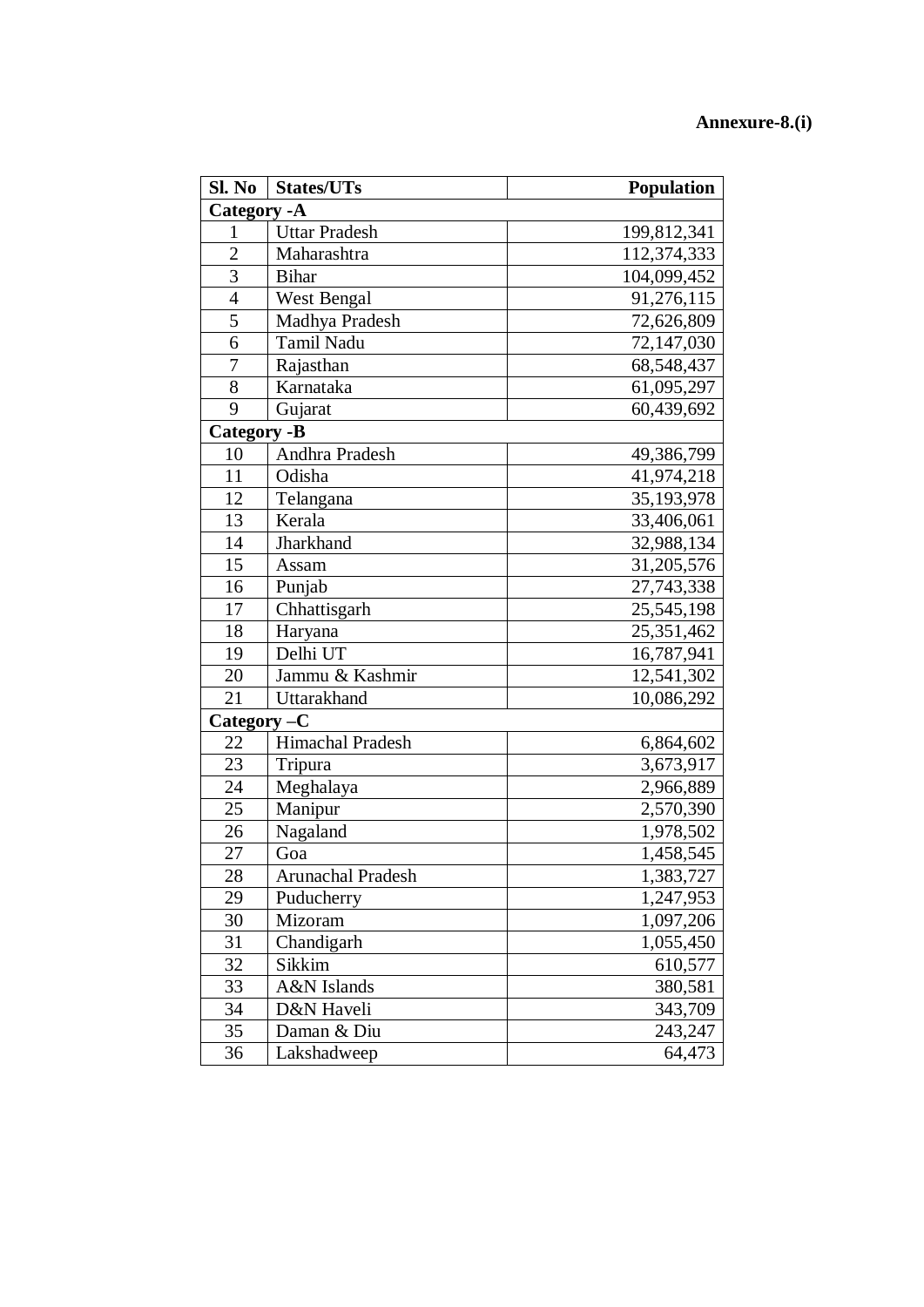**Annexure-8.(i)**

| Sl. No | States/UTs | Population |
|---|---|---|
| **Category -A** | | |
| 1 | Uttar Pradesh | 199,812,341 |
| 2 | Maharashtra | 112,374,333 |
| 3 | Bihar | 104,099,452 |
| 4 | West Bengal | 91,276,115 |
| 5 | Madhya Pradesh | 72,626,809 |
| 6 | Tamil Nadu | 72,147,030 |
| 7 | Rajasthan | 68,548,437 |
| 8 | Karnataka | 61,095,297 |
| 9 | Gujarat | 60,439,692 |
| **Category -B** | | |
| 10 | Andhra Pradesh | 49,386,799 |
| 11 | Odisha | 41,974,218 |
| 12 | Telangana | 35,193,978 |
| 13 | Kerala | 33,406,061 |
| 14 | Jharkhand | 32,988,134 |
| 15 | Assam | 31,205,576 |
| 16 | Punjab | 27,743,338 |
| 17 | Chhattisgarh | 25,545,198 |
| 18 | Haryana | 25,351,462 |
| 19 | Delhi UT | 16,787,941 |
| 20 | Jammu & Kashmir | 12,541,302 |
| 21 | Uttarakhand | 10,086,292 |
| **Category –C** | | |
| 22 | Himachal Pradesh | 6,864,602 |
| 23 | Tripura | 3,673,917 |
| 24 | Meghalaya | 2,966,889 |
| 25 | Manipur | 2,570,390 |
| 26 | Nagaland | 1,978,502 |
| 27 | Goa | 1,458,545 |
| 28 | Arunachal Pradesh | 1,383,727 |
| 29 | Puducherry | 1,247,953 |
| 30 | Mizoram | 1,097,206 |
| 31 | Chandigarh | 1,055,450 |
| 32 | Sikkim | 610,577 |
| 33 | A&N Islands | 380,581 |
| 34 | D&N Haveli | 343,709 |
| 35 | Daman & Diu | 243,247 |
| 36 | Lakshadweep | 64,473 |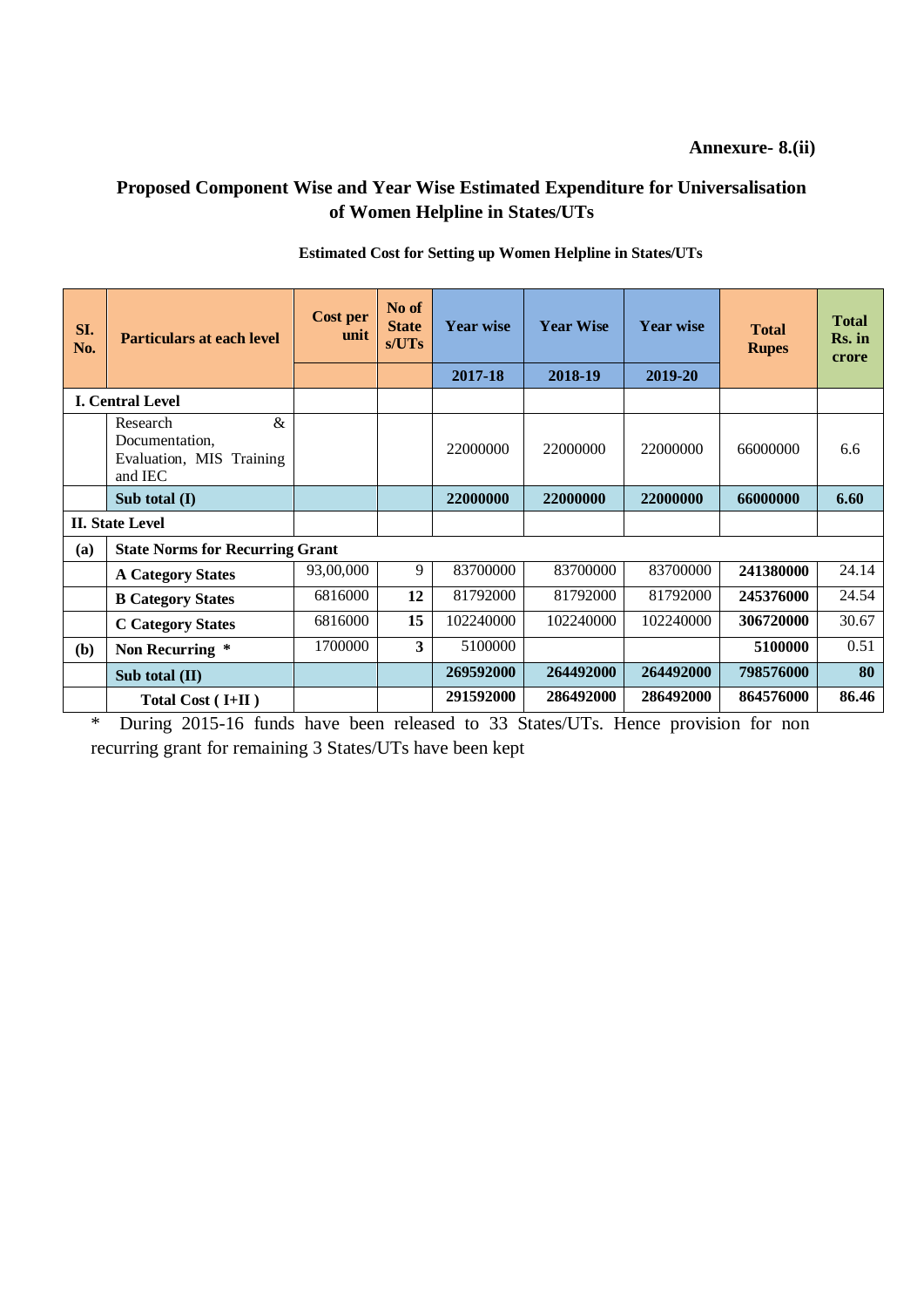**Annexure- 8.(ii)**

## Proposed Component Wise and Year Wise Estimated Expenditure for Universalisation of Women Helpline in States/UTs

**Estimated Cost for Setting up Women Helpline in States/UTs**

| SI. No. | Particulars at each level | Cost per unit | No of State s/UTs | Year wise | Year Wise | Year wise | Total Rupes | Total Rs. in crore |
|---|---|---|---|---|---|---|---|---|
| | | | | 2017-18 | 2018-19 | 2019-20 | | |
| **I. Central Level** | | | | | | | | |
| | Research & Documentation, Evaluation, MIS Training and IEC | | | 22000000 | 22000000 | 22000000 | 66000000 | 6.6 |
| | **Sub total (I)** | | | **22000000** | **22000000** | **22000000** | **66000000** | **6.60** |
| **II. State Level** | | | | | | | | |
| **(a)** | **State Norms for Recurring Grant** | | | | | | | |
| | **A Category States** | 93,00,000 | 9 | 83700000 | 83700000 | 83700000 | **241380000** | 24.14 |
| | **B Category States** | 6816000 | **12** | 81792000 | 81792000 | 81792000 | **245376000** | 24.54 |
| | **C Category States** | 6816000 | **15** | 102240000 | 102240000 | 102240000 | **306720000** | 30.67 |
| **(b)** | **Non Recurring \*** | 1700000 | **3** | 5100000 | | | **5100000** | 0.51 |
| | **Sub total (II)** | | | **269592000** | **264492000** | **264492000** | **798576000** | **80** |
| | **Total Cost ( I+II )** | | | **291592000** | **286492000** | **286492000** | **864576000** | **86.46** |

\* During 2015-16 funds have been released to 33 States/UTs. Hence provision for non recurring grant for remaining 3 States/UTs have been kept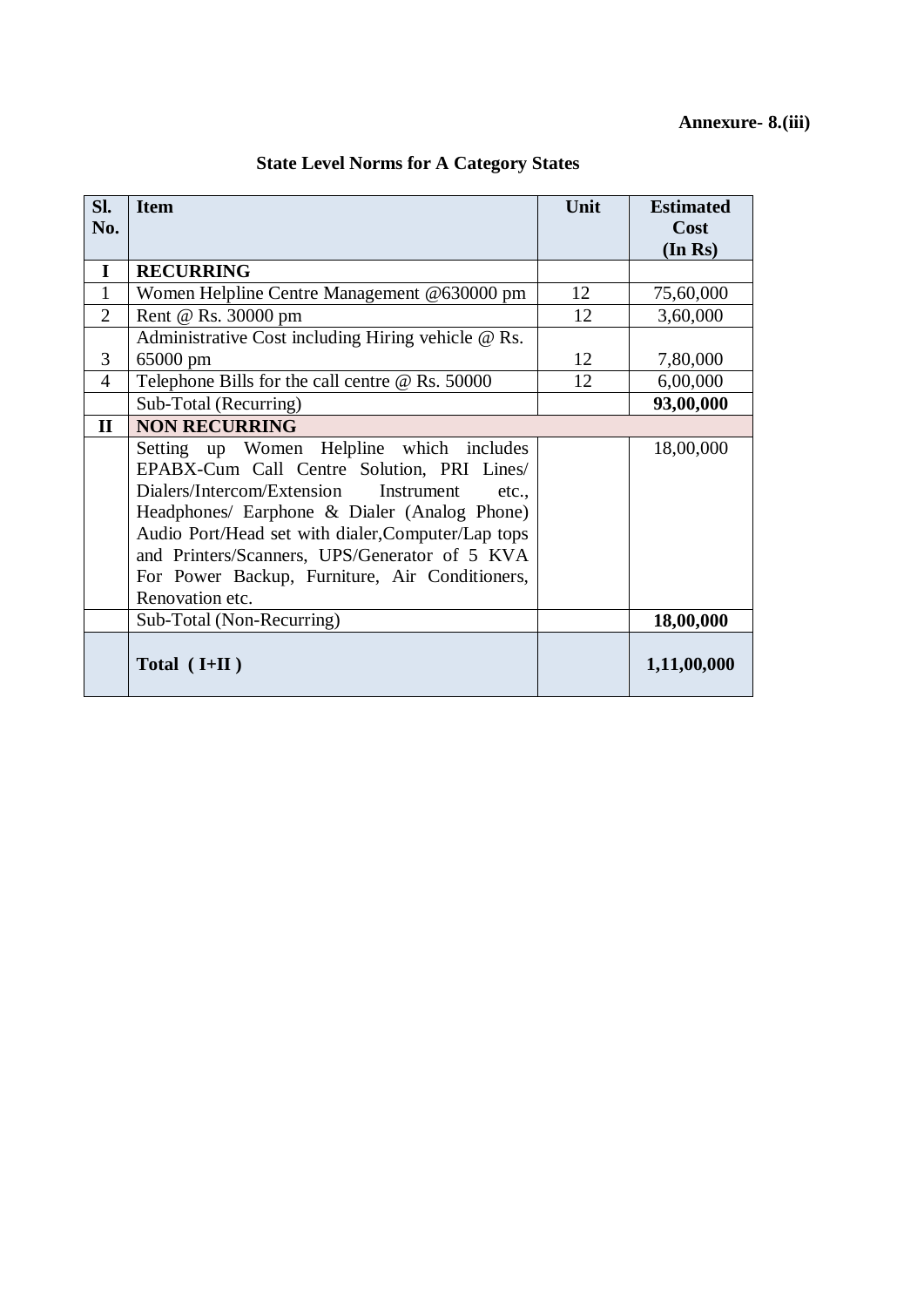**Annexure- 8.(iii)**

## State Level Norms for A Category States

| Sl. No. | Item | Unit | Estimated Cost (In Rs) |
|---|---|---|---|
| **I** | **RECURRING** | | |
| 1 | Women Helpline Centre Management @630000 pm | 12 | 75,60,000 |
| 2 | Rent @ Rs. 30000 pm | 12 | 3,60,000 |
| 3 | Administrative Cost including Hiring vehicle @ Rs. 65000 pm | 12 | 7,80,000 |
| 4 | Telephone Bills for the call centre @ Rs. 50000 | 12 | 6,00,000 |
| | Sub-Total (Recurring) | | **93,00,000** |
| **II** | **NON RECURRING** | | |
| | Setting up Women Helpline which includes EPABX-Cum Call Centre Solution, PRI Lines/ Dialers/Intercom/Extension Instrument etc., Headphones/ Earphone & Dialer (Analog Phone) Audio Port/Head set with dialer,Computer/Lap tops and Printers/Scanners, UPS/Generator of 5 KVA For Power Backup, Furniture, Air Conditioners, Renovation etc. | | 18,00,000 |
| | Sub-Total (Non-Recurring) | | **18,00,000** |
| | **Total ( I+II )** | | **1,11,00,000** |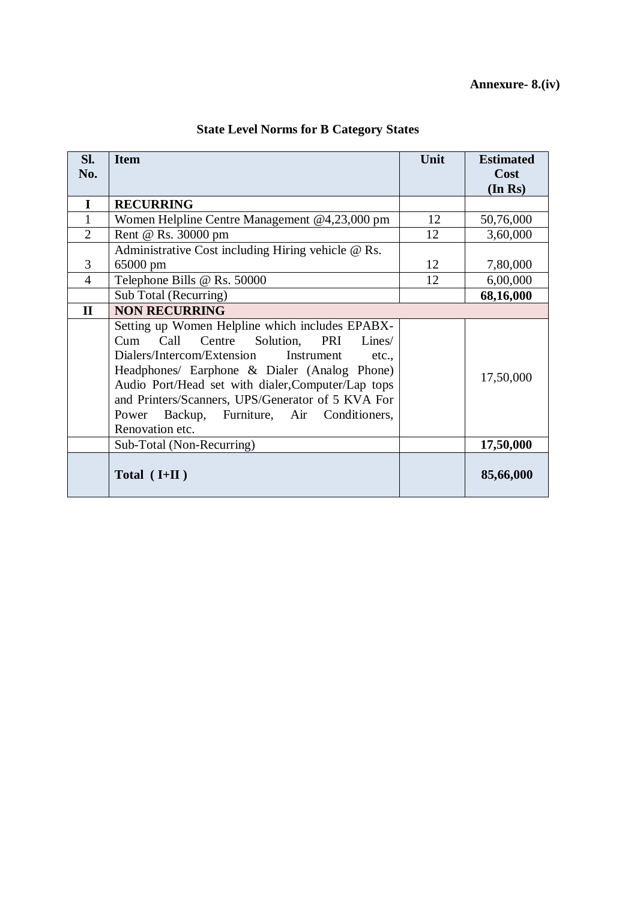**Annexure- 8.(iv)**

## State Level Norms for B Category States

| Sl. No. | Item | Unit | Estimated Cost (In Rs) |
|---|---|---|---|
| **I** | **RECURRING** | | |
| 1 | Women Helpline Centre Management @4,23,000 pm | 12 | 50,76,000 |
| 2 | Rent @ Rs. 30000 pm | 12 | 3,60,000 |
| 3 | Administrative Cost including Hiring vehicle @ Rs. 65000 pm | 12 | 7,80,000 |
| 4 | Telephone Bills @ Rs. 50000 | 12 | 6,00,000 |
| | Sub Total (Recurring) | | **68,16,000** |
| **II** | **NON RECURRING** | | |
| | Setting up Women Helpline which includes EPABX-Cum Call Centre Solution, PRI Lines/ Dialers/Intercom/Extension Instrument etc., Headphones/ Earphone & Dialer (Analog Phone) Audio Port/Head set with dialer,Computer/Lap tops and Printers/Scanners, UPS/Generator of 5 KVA For Power Backup, Furniture, Air Conditioners, Renovation etc. | | 17,50,000 |
| | Sub-Total (Non-Recurring) | | **17,50,000** |
| | **Total ( I+II )** | | **85,66,000** |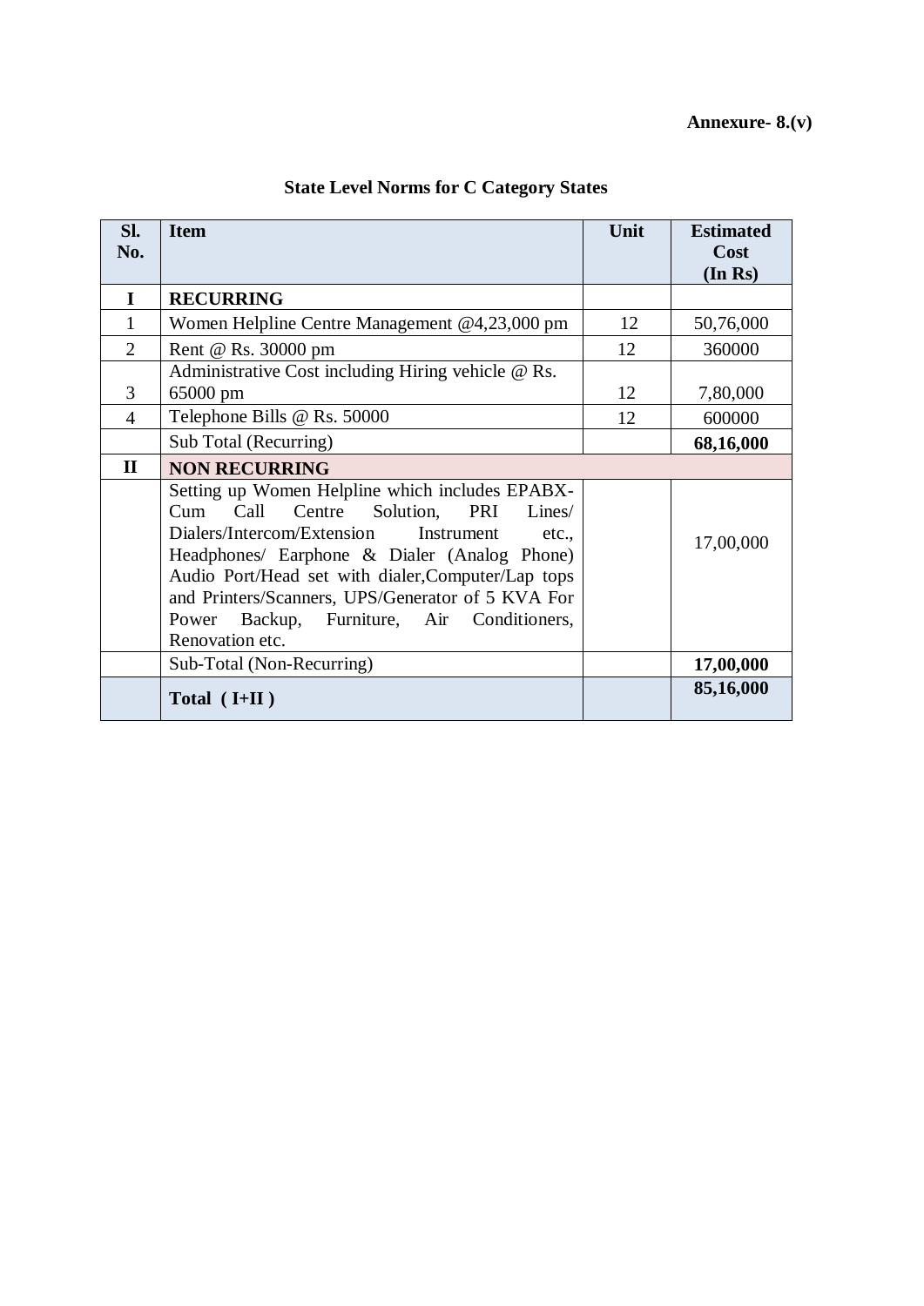**Annexure- 8.(v)**

## State Level Norms for C Category States

| Sl. No. | Item | Unit | Estimated Cost (In Rs) |
|---|---|---|---|
| **I** | **RECURRING** | | |
| 1 | Women Helpline Centre Management @4,23,000 pm | 12 | 50,76,000 |
| 2 | Rent @ Rs. 30000 pm | 12 | 360000 |
| 3 | Administrative Cost including Hiring vehicle @ Rs. 65000 pm | 12 | 7,80,000 |
| 4 | Telephone Bills @ Rs. 50000 | 12 | 600000 |
| | Sub Total (Recurring) | | **68,16,000** |
| **II** | **NON RECURRING** | | |
| | Setting up Women Helpline which includes EPABX-Cum Call Centre Solution, PRI Lines/ Dialers/Intercom/Extension Instrument etc., Headphones/ Earphone & Dialer (Analog Phone) Audio Port/Head set with dialer,Computer/Lap tops and Printers/Scanners, UPS/Generator of 5 KVA For Power Backup, Furniture, Air Conditioners, Renovation etc. | | 17,00,000 |
| | Sub-Total (Non-Recurring) | | **17,00,000** |
| | **Total ( I+II )** | | **85,16,000** |